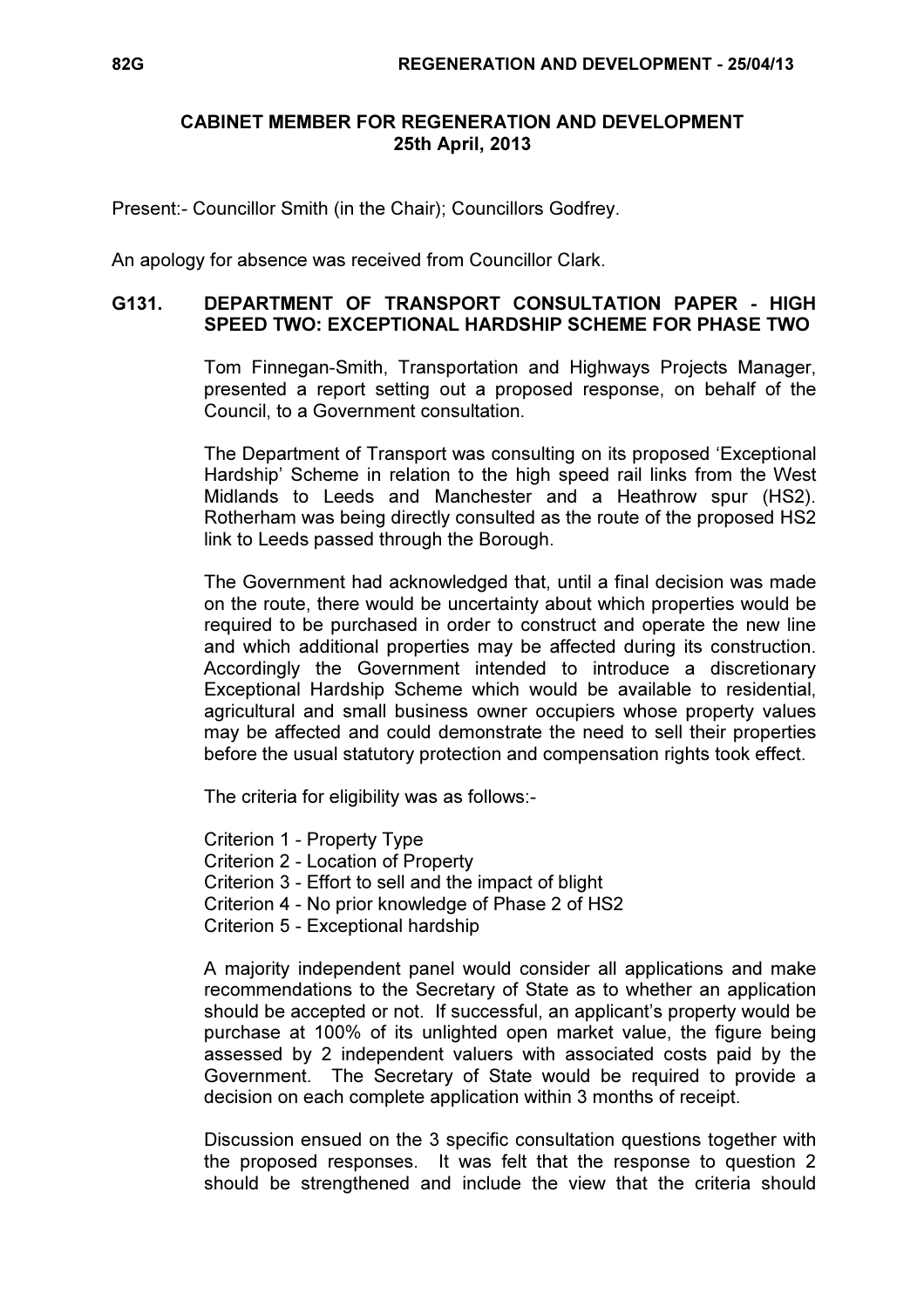## CABINET MEMBER FOR REGENERATION AND DEVELOPMENT
## 25th April, 2013

Present:- Councillor Smith (in the Chair); Councillors Godfrey.

An apology for absence was received from Councillor Clark.

### G131. DEPARTMENT OF TRANSPORT CONSULTATION PAPER - HIGH SPEED TWO: EXCEPTIONAL HARDSHIP SCHEME FOR PHASE TWO

Tom Finnegan-Smith, Transportation and Highways Projects Manager, presented a report setting out a proposed response, on behalf of the Council, to a Government consultation.

The Department of Transport was consulting on its proposed 'Exceptional Hardship' Scheme in relation to the high speed rail links from the West Midlands to Leeds and Manchester and a Heathrow spur (HS2). Rotherham was being directly consulted as the route of the proposed HS2 link to Leeds passed through the Borough.

The Government had acknowledged that, until a final decision was made on the route, there would be uncertainty about which properties would be required to be purchased in order to construct and operate the new line and which additional properties may be affected during its construction. Accordingly the Government intended to introduce a discretionary Exceptional Hardship Scheme which would be available to residential, agricultural and small business owner occupiers whose property values may be affected and could demonstrate the need to sell their properties before the usual statutory protection and compensation rights took effect.

The criteria for eligibility was as follows:-

Criterion 1 - Property Type
Criterion 2 - Location of Property
Criterion 3 - Effort to sell and the impact of blight
Criterion 4 - No prior knowledge of Phase 2 of HS2
Criterion 5 - Exceptional hardship

A majority independent panel would consider all applications and make recommendations to the Secretary of State as to whether an application should be accepted or not. If successful, an applicant's property would be purchase at 100% of its unlighted open market value, the figure being assessed by 2 independent valuers with associated costs paid by the Government. The Secretary of State would be required to provide a decision on each complete application within 3 months of receipt.

Discussion ensued on the 3 specific consultation questions together with the proposed responses. It was felt that the response to question 2 should be strengthened and include the view that the criteria should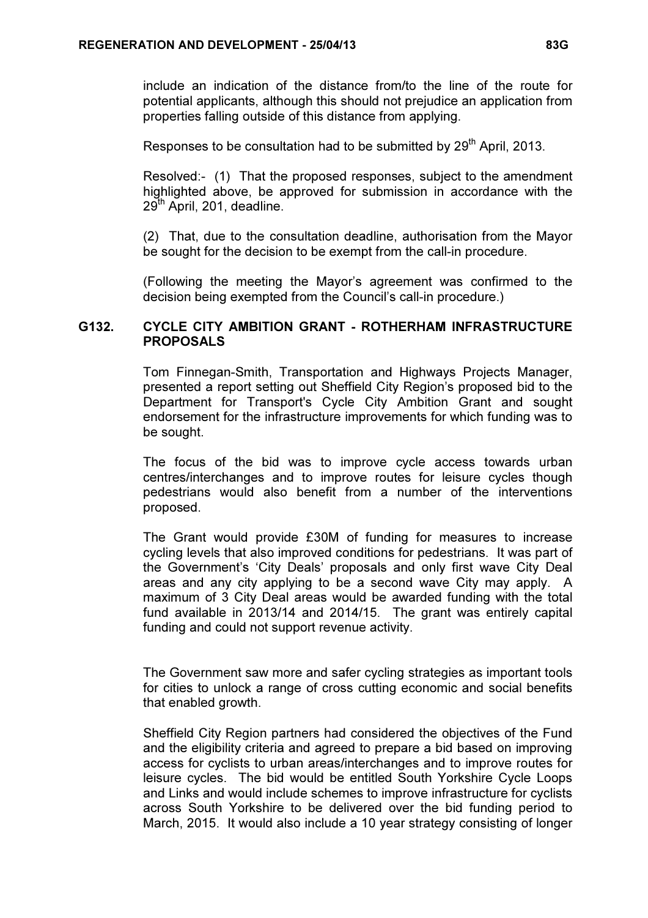include an indication of the distance from/to the line of the route for potential applicants, although this should not prejudice an application from properties falling outside of this distance from applying.

Responses to be consultation had to be submitted by 29th April, 2013.

Resolved:- (1) That the proposed responses, subject to the amendment highlighted above, be approved for submission in accordance with the 29th April, 201, deadline.

(2) That, due to the consultation deadline, authorisation from the Mayor be sought for the decision to be exempt from the call-in procedure.

(Following the meeting the Mayor's agreement was confirmed to the decision being exempted from the Council's call-in procedure.)

## G132. CYCLE CITY AMBITION GRANT - ROTHERHAM INFRASTRUCTURE PROPOSALS

Tom Finnegan-Smith, Transportation and Highways Projects Manager, presented a report setting out Sheffield City Region's proposed bid to the Department for Transport's Cycle City Ambition Grant and sought endorsement for the infrastructure improvements for which funding was to be sought.

The focus of the bid was to improve cycle access towards urban centres/interchanges and to improve routes for leisure cycles though pedestrians would also benefit from a number of the interventions proposed.

The Grant would provide £30M of funding for measures to increase cycling levels that also improved conditions for pedestrians. It was part of the Government's 'City Deals' proposals and only first wave City Deal areas and any city applying to be a second wave City may apply. A maximum of 3 City Deal areas would be awarded funding with the total fund available in 2013/14 and 2014/15. The grant was entirely capital funding and could not support revenue activity.

The Government saw more and safer cycling strategies as important tools for cities to unlock a range of cross cutting economic and social benefits that enabled growth.

Sheffield City Region partners had considered the objectives of the Fund and the eligibility criteria and agreed to prepare a bid based on improving access for cyclists to urban areas/interchanges and to improve routes for leisure cycles. The bid would be entitled South Yorkshire Cycle Loops and Links and would include schemes to improve infrastructure for cyclists across South Yorkshire to be delivered over the bid funding period to March, 2015. It would also include a 10 year strategy consisting of longer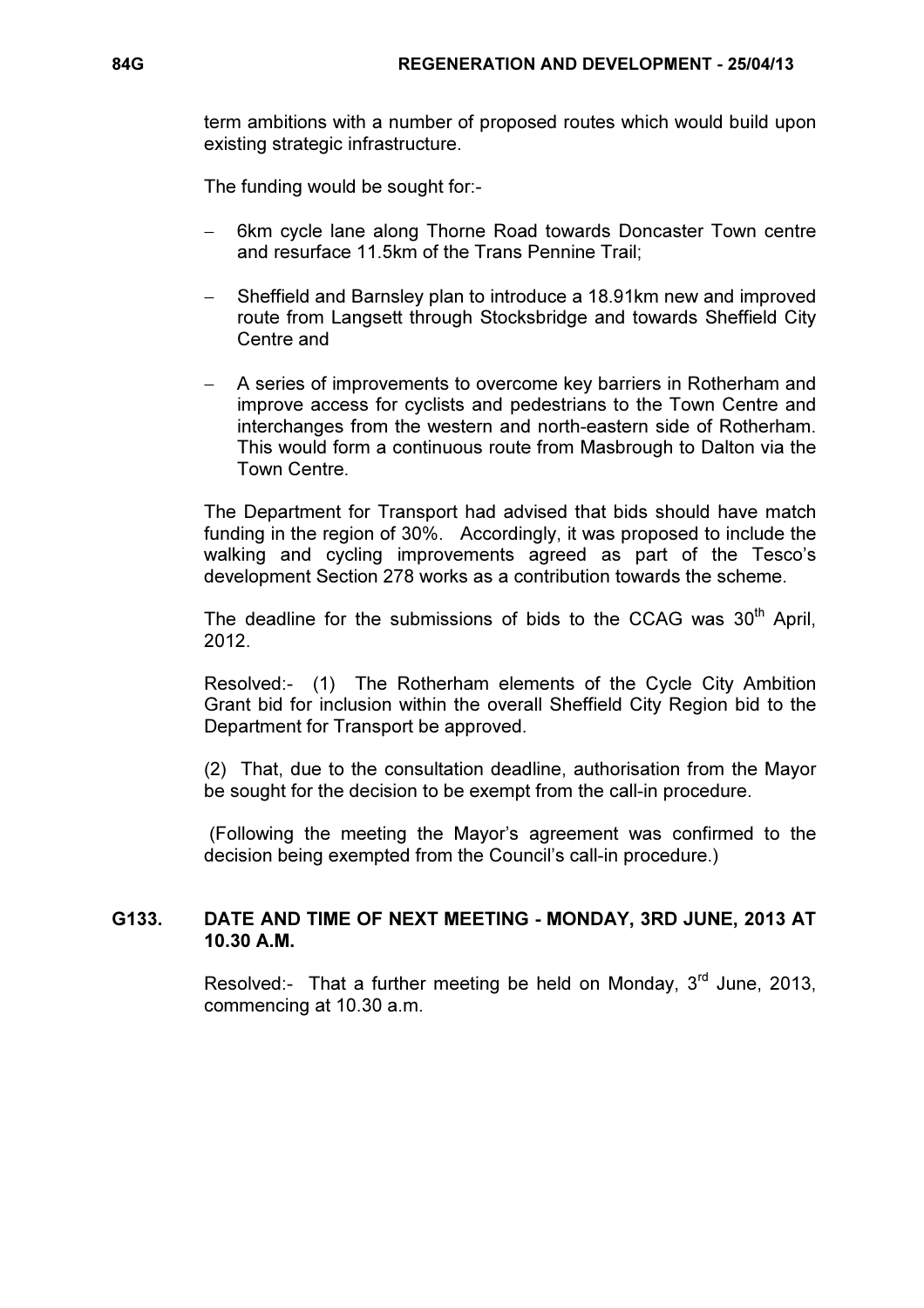term ambitions with a number of proposed routes which would build upon existing strategic infrastructure.

The funding would be sought for:-

- 6km cycle lane along Thorne Road towards Doncaster Town centre and resurface 11.5km of the Trans Pennine Trail;
- Sheffield and Barnsley plan to introduce a 18.91km new and improved route from Langsett through Stocksbridge and towards Sheffield City Centre and
- A series of improvements to overcome key barriers in Rotherham and improve access for cyclists and pedestrians to the Town Centre and interchanges from the western and north-eastern side of Rotherham. This would form a continuous route from Masbrough to Dalton via the Town Centre.

The Department for Transport had advised that bids should have match funding in the region of 30%. Accordingly, it was proposed to include the walking and cycling improvements agreed as part of the Tesco's development Section 278 works as a contribution towards the scheme.

The deadline for the submissions of bids to the CCAG was 30th April, 2012.

Resolved:- (1) The Rotherham elements of the Cycle City Ambition Grant bid for inclusion within the overall Sheffield City Region bid to the Department for Transport be approved.

(2) That, due to the consultation deadline, authorisation from the Mayor be sought for the decision to be exempt from the call-in procedure.

(Following the meeting the Mayor's agreement was confirmed to the decision being exempted from the Council's call-in procedure.)

## G133. DATE AND TIME OF NEXT MEETING - MONDAY, 3RD JUNE, 2013 AT 10.30 A.M.

Resolved:- That a further meeting be held on Monday, 3rd June, 2013, commencing at 10.30 a.m.